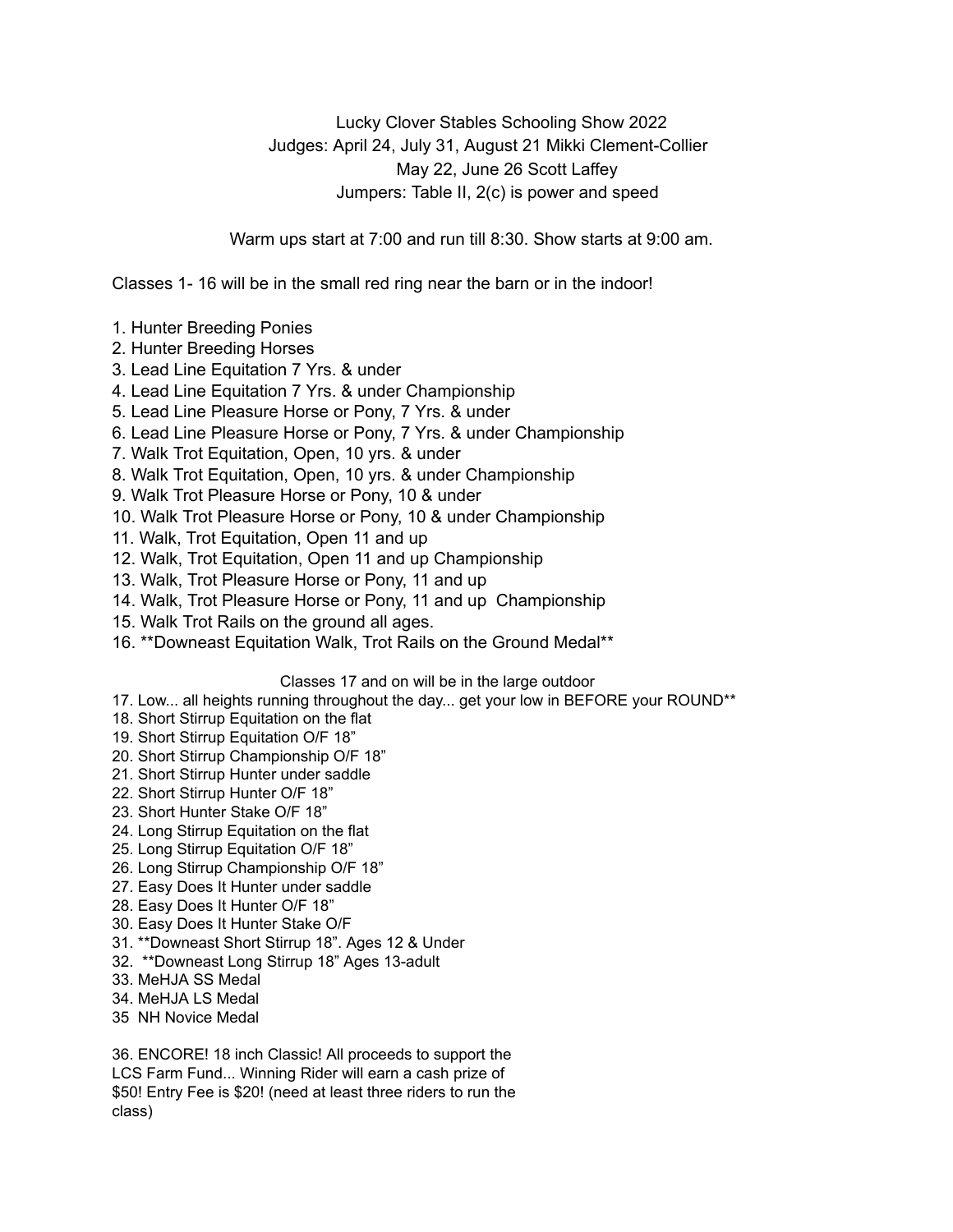# Lucky Clover Stables Schooling Show 2022

Judges: April 24, July 31, August 21 Mikki Clement-Collier

May 22, June 26 Scott Laffey

Jumpers: Table II, 2(c) is power and speed

Warm ups start at 7:00 and run till 8:30. Show starts at 9:00 am.

Classes 1- 16 will be in the small red ring near the barn or in the indoor!

1. Hunter Breeding Ponies
2. Hunter Breeding Horses
3. Lead Line Equitation 7 Yrs. & under
4. Lead Line Equitation 7 Yrs. & under Championship
5. Lead Line Pleasure Horse or Pony, 7 Yrs. & under
6. Lead Line Pleasure Horse or Pony, 7 Yrs. & under Championship
7. Walk Trot Equitation, Open, 10 yrs. & under
8. Walk Trot Equitation, Open, 10 yrs. & under Championship
9. Walk Trot Pleasure Horse or Pony, 10 & under
10. Walk Trot Pleasure Horse or Pony, 10 & under Championship
11. Walk, Trot Equitation, Open 11 and up
12. Walk, Trot Equitation, Open 11 and up Championship
13. Walk, Trot Pleasure Horse or Pony, 11 and up
14. Walk, Trot Pleasure Horse or Pony, 11 and up Championship
15. Walk Trot Rails on the ground all ages.
16. **Downeast Equitation Walk, Trot Rails on the Ground Medal**

Classes 17 and on will be in the large outdoor

17. Low... all heights running throughout the day... get your low in BEFORE your ROUND**
18. Short Stirrup Equitation on the flat
19. Short Stirrup Equitation O/F 18”
20. Short Stirrup Championship O/F 18”
21. Short Stirrup Hunter under saddle
22. Short Stirrup Hunter O/F 18”
23. Short Hunter Stake O/F 18”
24. Long Stirrup Equitation on the flat
25. Long Stirrup Equitation O/F 18”
26. Long Stirrup Championship O/F 18”
27. Easy Does It Hunter under saddle
28. Easy Does It Hunter O/F 18”
30. Easy Does It Hunter Stake O/F
31. **Downeast Short Stirrup 18”. Ages 12 & Under
32. **Downeast Long Stirrup 18” Ages 13-adult
33. MeHJA SS Medal
34. MeHJA LS Medal
35 NH Novice Medal

36. ENCORE! 18 inch Classic! All proceeds to support the LCS Farm Fund... Winning Rider will earn a cash prize of $50! Entry Fee is $20! (need at least three riders to run the class)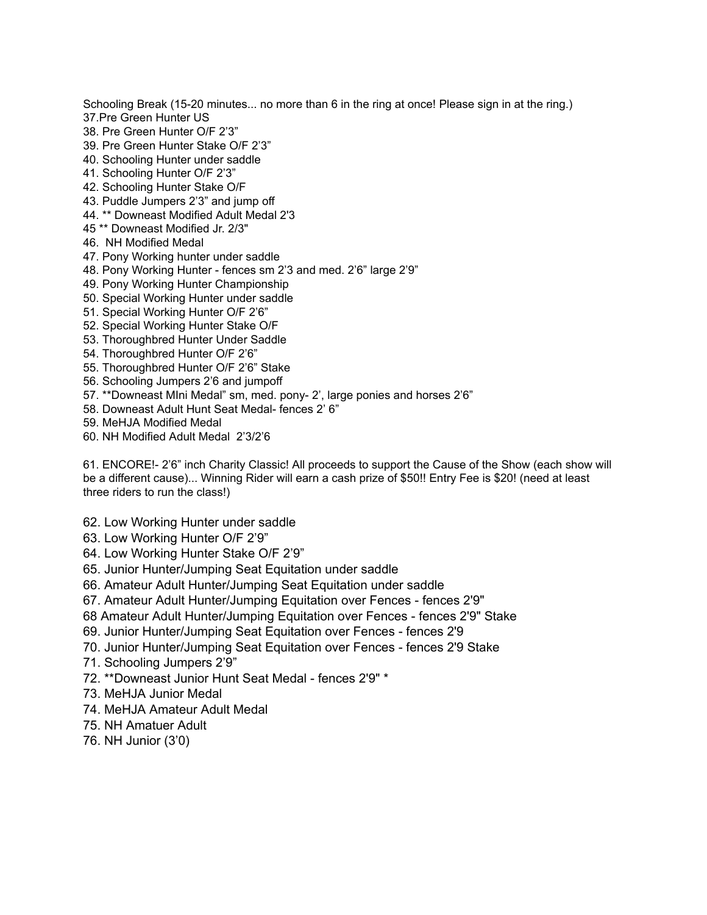Schooling Break (15-20 minutes... no more than 6 in the ring at once! Please sign in at the ring.)
37.Pre Green Hunter US
38. Pre Green Hunter O/F 2'3"
39. Pre Green Hunter Stake O/F 2'3"
40. Schooling Hunter under saddle
41. Schooling Hunter O/F 2'3"
42. Schooling Hunter Stake O/F
43. Puddle Jumpers 2'3" and jump off
44. ** Downeast Modified Adult Medal 2'3
45 ** Downeast Modified Jr. 2/3"
46. NH Modified Medal
47. Pony Working hunter under saddle
48. Pony Working Hunter - fences sm 2'3 and med. 2'6" large 2'9"
49. Pony Working Hunter Championship
50. Special Working Hunter under saddle
51. Special Working Hunter O/F 2'6"
52. Special Working Hunter Stake O/F
53. Thoroughbred Hunter Under Saddle
54. Thoroughbred Hunter O/F 2'6"
55. Thoroughbred Hunter O/F 2'6" Stake
56. Schooling Jumpers 2'6 and jumpoff
57. **Downeast MIni Medal" sm, med. pony- 2', large ponies and horses 2'6"
58. Downeast Adult Hunt Seat Medal- fences 2' 6"
59. MeHJA Modified Medal
60. NH Modified Adult Medal 2'3/2'6

61. ENCORE!- 2'6" inch Charity Classic! All proceeds to support the Cause of the Show (each show will be a different cause)... Winning Rider will earn a cash prize of $50!! Entry Fee is $20! (need at least three riders to run the class!)

62. Low Working Hunter under saddle
63. Low Working Hunter O/F 2'9"
64. Low Working Hunter Stake O/F 2'9"
65. Junior Hunter/Jumping Seat Equitation under saddle
66. Amateur Adult Hunter/Jumping Seat Equitation under saddle
67. Amateur Adult Hunter/Jumping Equitation over Fences - fences 2'9"
68 Amateur Adult Hunter/Jumping Equitation over Fences - fences 2'9" Stake
69. Junior Hunter/Jumping Seat Equitation over Fences - fences 2'9
70. Junior Hunter/Jumping Seat Equitation over Fences - fences 2'9 Stake
71. Schooling Jumpers 2'9"
72. **Downeast Junior Hunt Seat Medal - fences 2'9" *
73. MeHJA Junior Medal
74. MeHJA Amateur Adult Medal
75. NH Amatuer Adult
76. NH Junior (3'0)